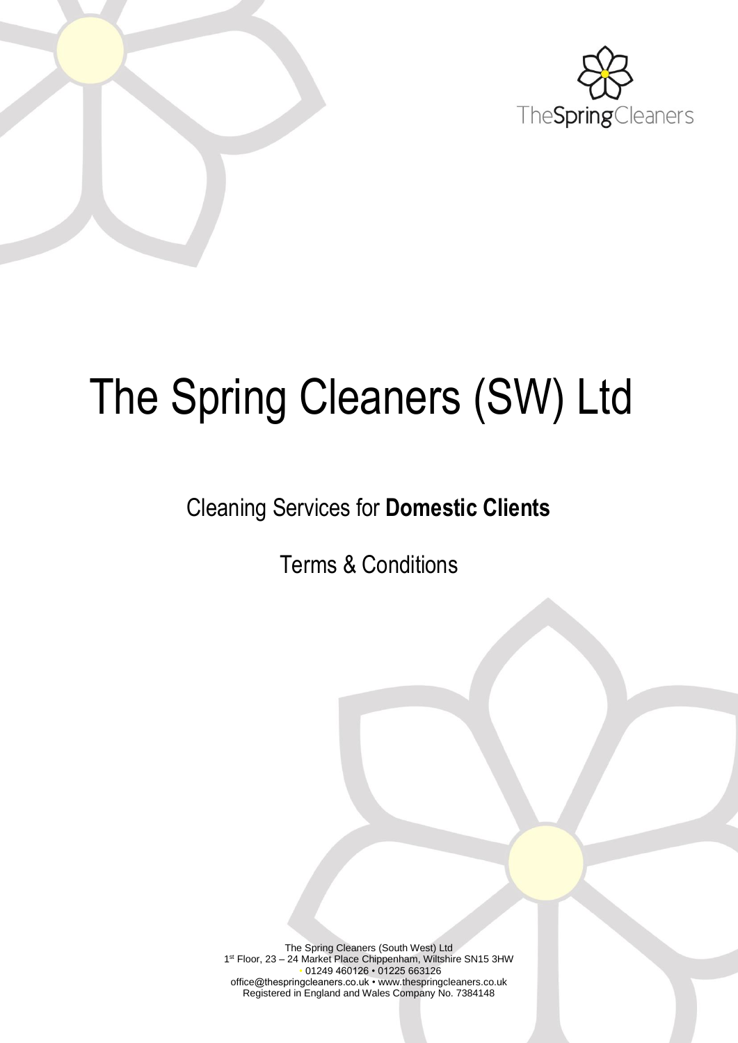# The Spring Cleaners (SW) Ltd

## Cleaning Services for **Domestic Clients**

## Terms & Conditions

The Spring Cleaners (South West) Ltd
1st Floor, 23 – 24 Market Place Chippenham, Wiltshire SN15 3HW
• 01249 460126 • 01225 663126
office@thespringcleaners.co.uk • www.thespringcleaners.co.uk
Registered in England and Wales Company No. 7384148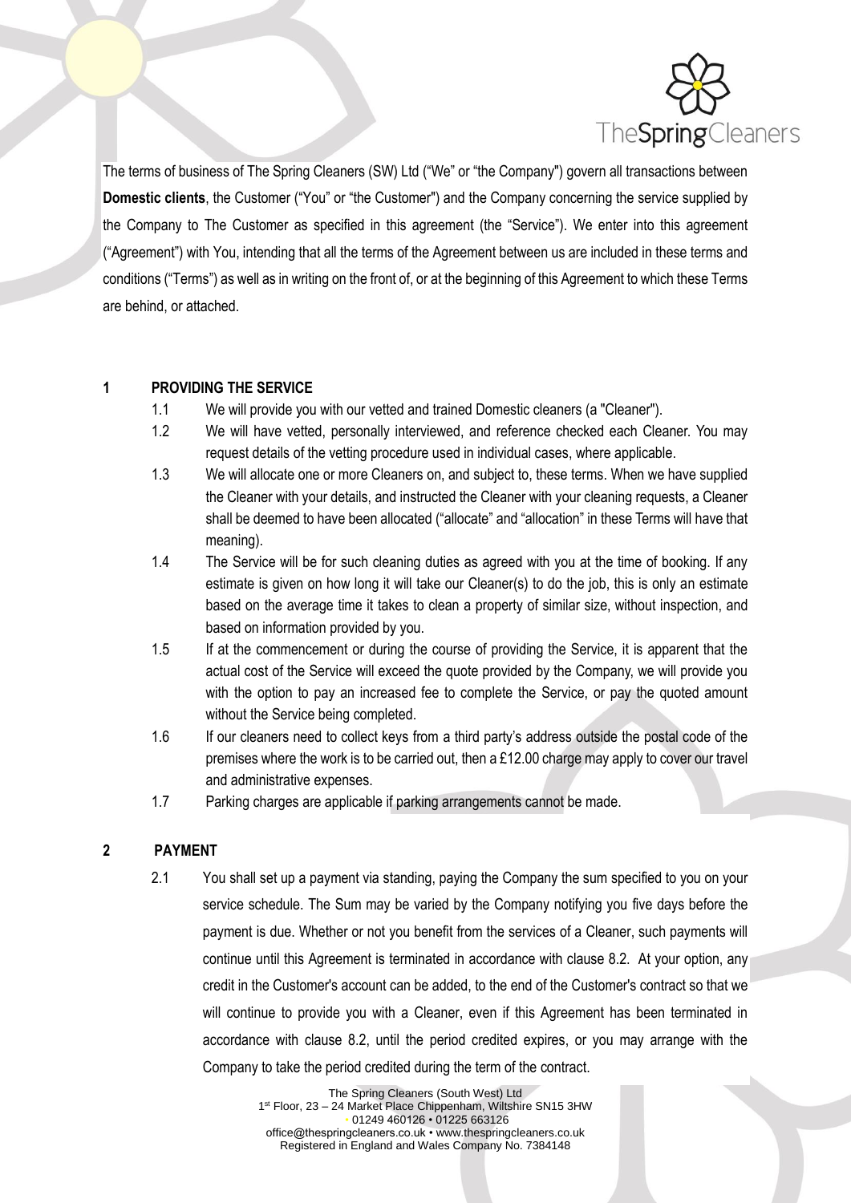The terms of business of The Spring Cleaners (SW) Ltd ("We" or "the Company") govern all transactions between **Domestic clients**, the Customer ("You" or "the Customer") and the Company concerning the service supplied by the Company to The Customer as specified in this agreement (the "Service"). We enter into this agreement ("Agreement") with You, intending that all the terms of the Agreement between us are included in these terms and conditions ("Terms") as well as in writing on the front of, or at the beginning of this Agreement to which these Terms are behind, or attached.

## 1 PROVIDING THE SERVICE

1.1 We will provide you with our vetted and trained Domestic cleaners (a "Cleaner").

1.2 We will have vetted, personally interviewed, and reference checked each Cleaner. You may request details of the vetting procedure used in individual cases, where applicable.

1.3 We will allocate one or more Cleaners on, and subject to, these terms. When we have supplied the Cleaner with your details, and instructed the Cleaner with your cleaning requests, a Cleaner shall be deemed to have been allocated ("allocate" and "allocation" in these Terms will have that meaning).

1.4 The Service will be for such cleaning duties as agreed with you at the time of booking. If any estimate is given on how long it will take our Cleaner(s) to do the job, this is only an estimate based on the average time it takes to clean a property of similar size, without inspection, and based on information provided by you.

1.5 If at the commencement or during the course of providing the Service, it is apparent that the actual cost of the Service will exceed the quote provided by the Company, we will provide you with the option to pay an increased fee to complete the Service, or pay the quoted amount without the Service being completed.

1.6 If our cleaners need to collect keys from a third party's address outside the postal code of the premises where the work is to be carried out, then a £12.00 charge may apply to cover our travel and administrative expenses.

1.7 Parking charges are applicable if parking arrangements cannot be made.

## 2 PAYMENT

2.1 You shall set up a payment via standing, paying the Company the sum specified to you on your service schedule. The Sum may be varied by the Company notifying you five days before the payment is due. Whether or not you benefit from the services of a Cleaner, such payments will continue until this Agreement is terminated in accordance with clause 8.2. At your option, any credit in the Customer's account can be added, to the end of the Customer's contract so that we will continue to provide you with a Cleaner, even if this Agreement has been terminated in accordance with clause 8.2, until the period credited expires, or you may arrange with the Company to take the period credited during the term of the contract.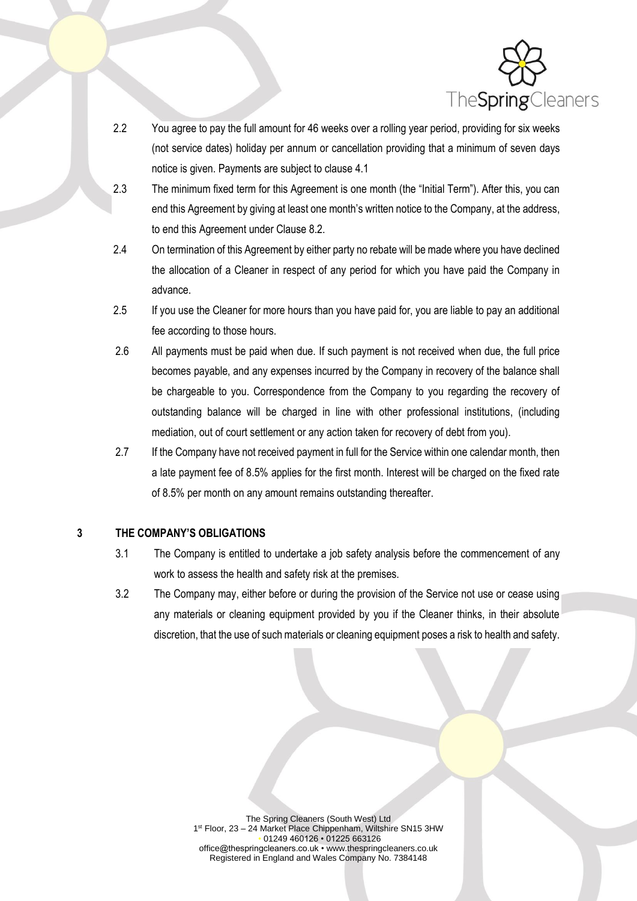2.2 You agree to pay the full amount for 46 weeks over a rolling year period, providing for six weeks (not service dates) holiday per annum or cancellation providing that a minimum of seven days notice is given. Payments are subject to clause 4.1

2.3 The minimum fixed term for this Agreement is one month (the "Initial Term"). After this, you can end this Agreement by giving at least one month's written notice to the Company, at the address, to end this Agreement under Clause 8.2.

2.4 On termination of this Agreement by either party no rebate will be made where you have declined the allocation of a Cleaner in respect of any period for which you have paid the Company in advance.

2.5 If you use the Cleaner for more hours than you have paid for, you are liable to pay an additional fee according to those hours.

2.6 All payments must be paid when due. If such payment is not received when due, the full price becomes payable, and any expenses incurred by the Company in recovery of the balance shall be chargeable to you. Correspondence from the Company to you regarding the recovery of outstanding balance will be charged in line with other professional institutions, (including mediation, out of court settlement or any action taken for recovery of debt from you).

2.7 If the Company have not received payment in full for the Service within one calendar month, then a late payment fee of 8.5% applies for the first month. Interest will be charged on the fixed rate of 8.5% per month on any amount remains outstanding thereafter.

## 3 THE COMPANY'S OBLIGATIONS

3.1 The Company is entitled to undertake a job safety analysis before the commencement of any work to assess the health and safety risk at the premises.

3.2 The Company may, either before or during the provision of the Service not use or cease using any materials or cleaning equipment provided by you if the Cleaner thinks, in their absolute discretion, that the use of such materials or cleaning equipment poses a risk to health and safety.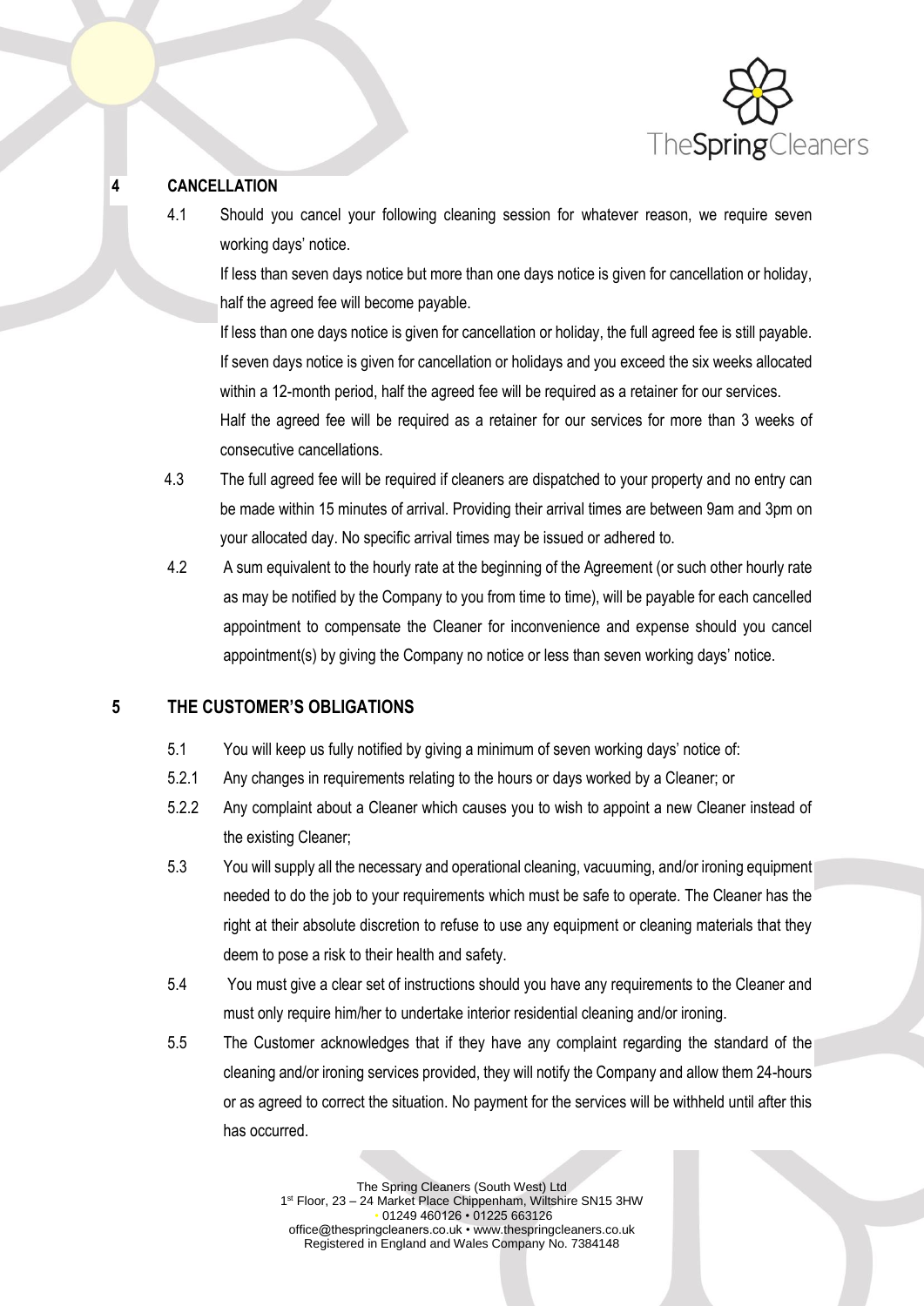## 4 CANCELLATION

4.1 Should you cancel your following cleaning session for whatever reason, we require seven working days' notice.

If less than seven days notice but more than one days notice is given for cancellation or holiday, half the agreed fee will become payable.

If less than one days notice is given for cancellation or holiday, the full agreed fee is still payable. If seven days notice is given for cancellation or holidays and you exceed the six weeks allocated within a 12-month period, half the agreed fee will be required as a retainer for our services. Half the agreed fee will be required as a retainer for our services for more than 3 weeks of consecutive cancellations.

4.3 The full agreed fee will be required if cleaners are dispatched to your property and no entry can be made within 15 minutes of arrival. Providing their arrival times are between 9am and 3pm on your allocated day. No specific arrival times may be issued or adhered to.

4.2 A sum equivalent to the hourly rate at the beginning of the Agreement (or such other hourly rate as may be notified by the Company to you from time to time), will be payable for each cancelled appointment to compensate the Cleaner for inconvenience and expense should you cancel appointment(s) by giving the Company no notice or less than seven working days' notice.

## 5 THE CUSTOMER'S OBLIGATIONS

5.1 You will keep us fully notified by giving a minimum of seven working days' notice of:

5.2.1 Any changes in requirements relating to the hours or days worked by a Cleaner; or

5.2.2 Any complaint about a Cleaner which causes you to wish to appoint a new Cleaner instead of the existing Cleaner;

5.3 You will supply all the necessary and operational cleaning, vacuuming, and/or ironing equipment needed to do the job to your requirements which must be safe to operate. The Cleaner has the right at their absolute discretion to refuse to use any equipment or cleaning materials that they deem to pose a risk to their health and safety.

5.4 You must give a clear set of instructions should you have any requirements to the Cleaner and must only require him/her to undertake interior residential cleaning and/or ironing.

5.5 The Customer acknowledges that if they have any complaint regarding the standard of the cleaning and/or ironing services provided, they will notify the Company and allow them 24-hours or as agreed to correct the situation. No payment for the services will be withheld until after this has occurred.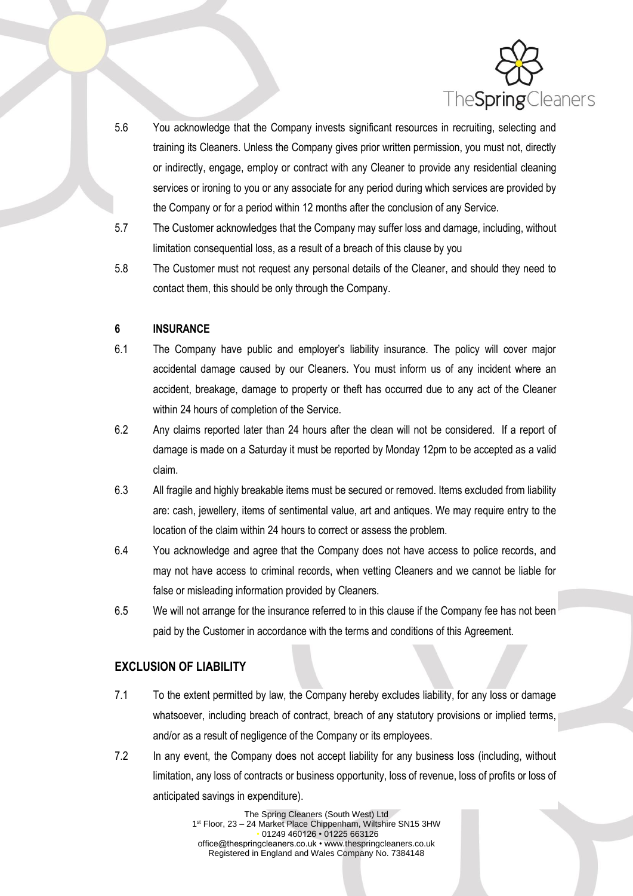5.6 You acknowledge that the Company invests significant resources in recruiting, selecting and training its Cleaners. Unless the Company gives prior written permission, you must not, directly or indirectly, engage, employ or contract with any Cleaner to provide any residential cleaning services or ironing to you or any associate for any period during which services are provided by the Company or for a period within 12 months after the conclusion of any Service.

5.7 The Customer acknowledges that the Company may suffer loss and damage, including, without limitation consequential loss, as a result of a breach of this clause by you

5.8 The Customer must not request any personal details of the Cleaner, and should they need to contact them, this should be only through the Company.

## 6 INSURANCE

6.1 The Company have public and employer's liability insurance. The policy will cover major accidental damage caused by our Cleaners. You must inform us of any incident where an accident, breakage, damage to property or theft has occurred due to any act of the Cleaner within 24 hours of completion of the Service.

6.2 Any claims reported later than 24 hours after the clean will not be considered. If a report of damage is made on a Saturday it must be reported by Monday 12pm to be accepted as a valid claim.

6.3 All fragile and highly breakable items must be secured or removed. Items excluded from liability are: cash, jewellery, items of sentimental value, art and antiques. We may require entry to the location of the claim within 24 hours to correct or assess the problem.

6.4 You acknowledge and agree that the Company does not have access to police records, and may not have access to criminal records, when vetting Cleaners and we cannot be liable for false or misleading information provided by Cleaners.

6.5 We will not arrange for the insurance referred to in this clause if the Company fee has not been paid by the Customer in accordance with the terms and conditions of this Agreement.

## EXCLUSION OF LIABILITY

7.1 To the extent permitted by law, the Company hereby excludes liability, for any loss or damage whatsoever, including breach of contract, breach of any statutory provisions or implied terms, and/or as a result of negligence of the Company or its employees.

7.2 In any event, the Company does not accept liability for any business loss (including, without limitation, any loss of contracts or business opportunity, loss of revenue, loss of profits or loss of anticipated savings in expenditure).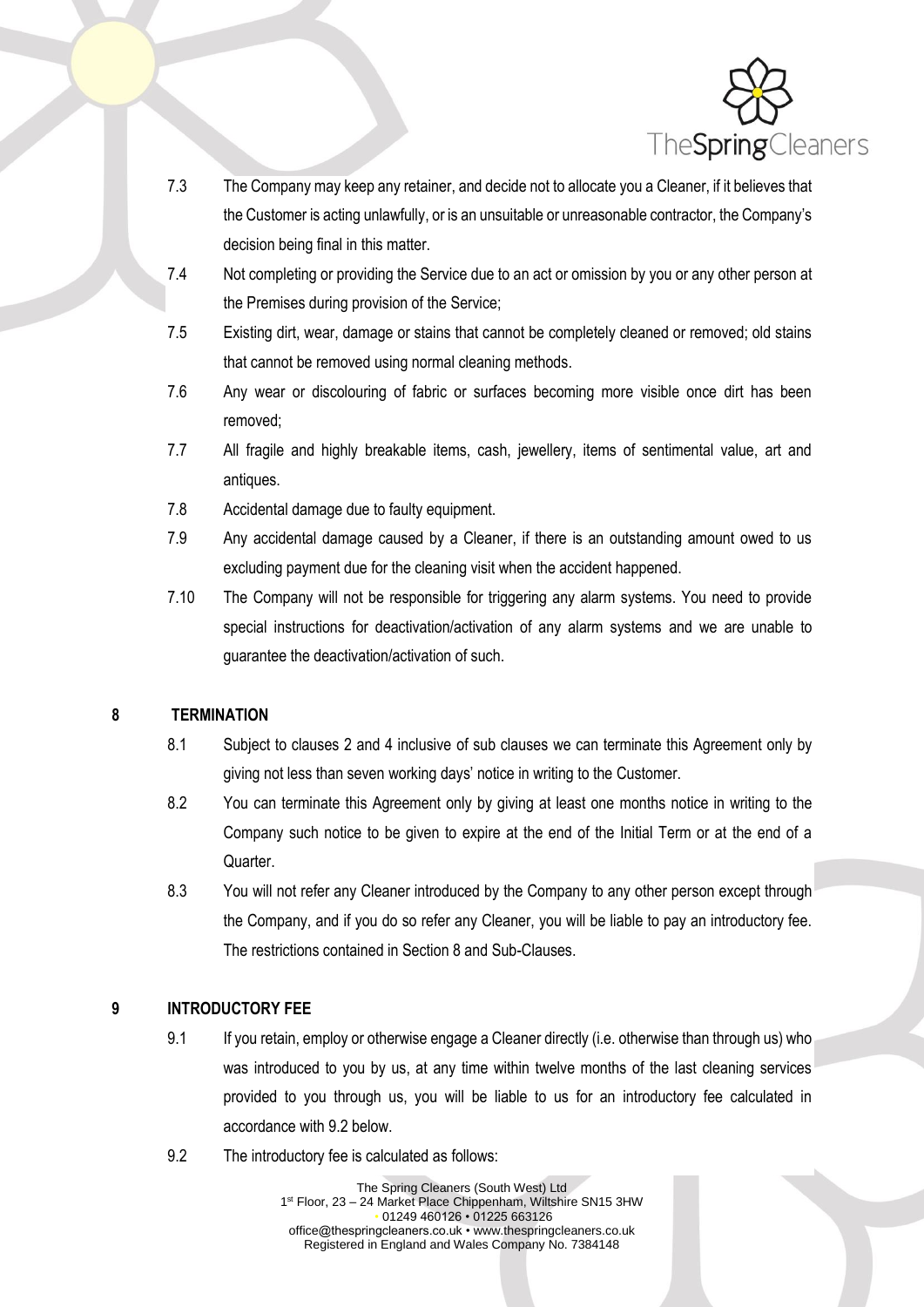7.3 The Company may keep any retainer, and decide not to allocate you a Cleaner, if it believes that the Customer is acting unlawfully, or is an unsuitable or unreasonable contractor, the Company's decision being final in this matter.

7.4 Not completing or providing the Service due to an act or omission by you or any other person at the Premises during provision of the Service;

7.5 Existing dirt, wear, damage or stains that cannot be completely cleaned or removed; old stains that cannot be removed using normal cleaning methods.

7.6 Any wear or discolouring of fabric or surfaces becoming more visible once dirt has been removed;

7.7 All fragile and highly breakable items, cash, jewellery, items of sentimental value, art and antiques.

7.8 Accidental damage due to faulty equipment.

7.9 Any accidental damage caused by a Cleaner, if there is an outstanding amount owed to us excluding payment due for the cleaning visit when the accident happened.

7.10 The Company will not be responsible for triggering any alarm systems. You need to provide special instructions for deactivation/activation of any alarm systems and we are unable to guarantee the deactivation/activation of such.

## 8 TERMINATION

8.1 Subject to clauses 2 and 4 inclusive of sub clauses we can terminate this Agreement only by giving not less than seven working days' notice in writing to the Customer.

8.2 You can terminate this Agreement only by giving at least one months notice in writing to the Company such notice to be given to expire at the end of the Initial Term or at the end of a Quarter.

8.3 You will not refer any Cleaner introduced by the Company to any other person except through the Company, and if you do so refer any Cleaner, you will be liable to pay an introductory fee. The restrictions contained in Section 8 and Sub-Clauses.

## 9 INTRODUCTORY FEE

9.1 If you retain, employ or otherwise engage a Cleaner directly (i.e. otherwise than through us) who was introduced to you by us, at any time within twelve months of the last cleaning services provided to you through us, you will be liable to us for an introductory fee calculated in accordance with 9.2 below.

9.2 The introductory fee is calculated as follows: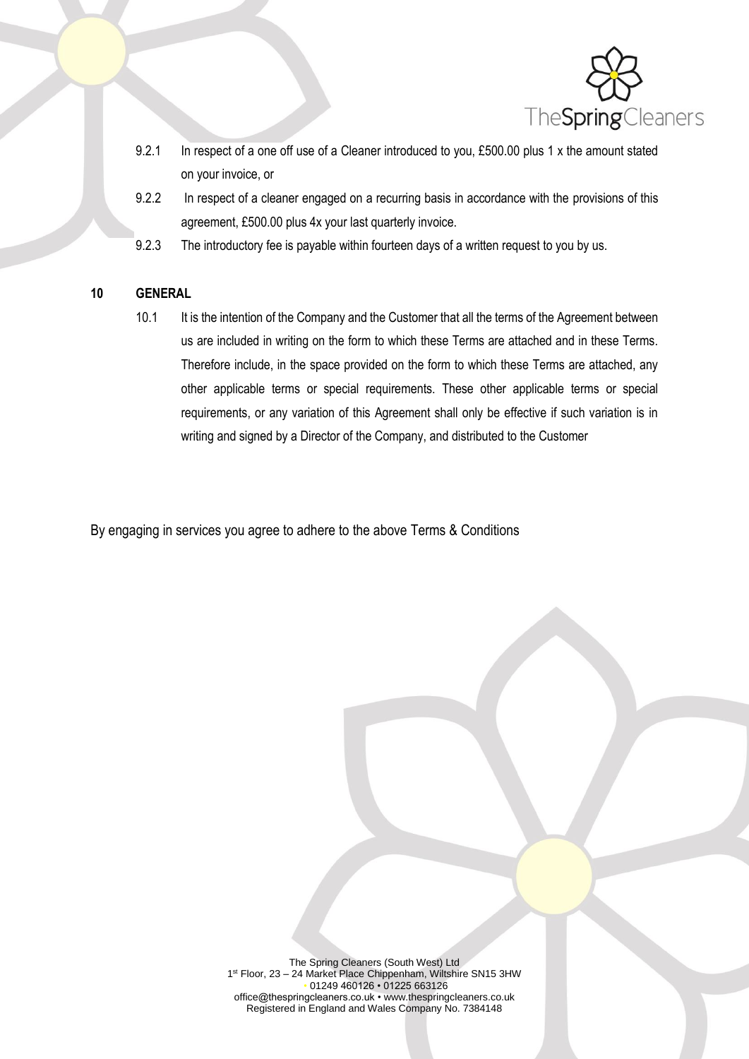9.2.1 In respect of a one off use of a Cleaner introduced to you, £500.00 plus 1 x the amount stated on your invoice, or

9.2.2 In respect of a cleaner engaged on a recurring basis in accordance with the provisions of this agreement, £500.00 plus 4x your last quarterly invoice.

9.2.3 The introductory fee is payable within fourteen days of a written request to you by us.

## 10 GENERAL

10.1 It is the intention of the Company and the Customer that all the terms of the Agreement between us are included in writing on the form to which these Terms are attached and in these Terms. Therefore include, in the space provided on the form to which these Terms are attached, any other applicable terms or special requirements. These other applicable terms or special requirements, or any variation of this Agreement shall only be effective if such variation is in writing and signed by a Director of the Company, and distributed to the Customer

By engaging in services you agree to adhere to the above Terms & Conditions